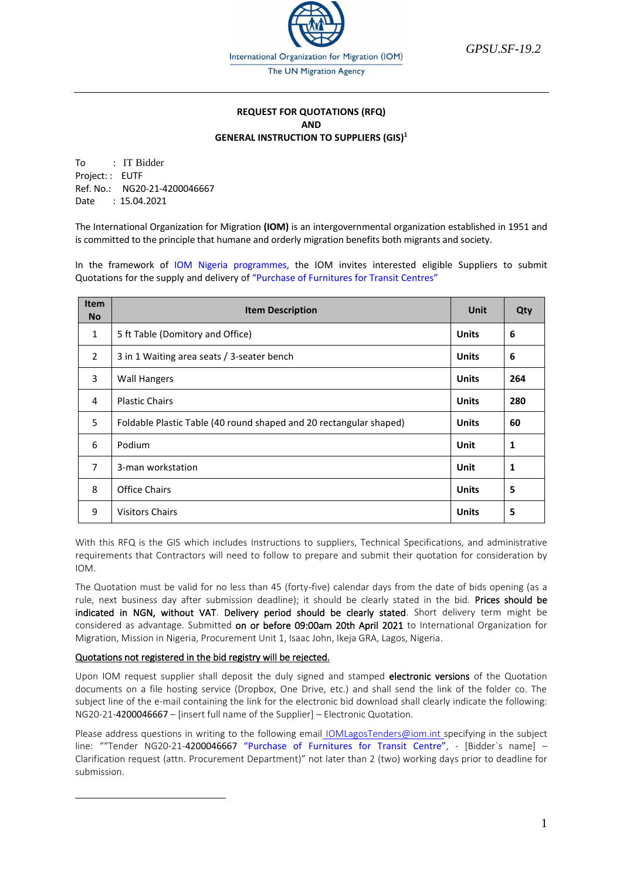International Organization for Migration (IOM)
The UN Migration Agency

GPSU.SF-19.2

**REQUEST FOR QUOTATIONS (RFQ)**
**AND**
**GENERAL INSTRUCTION TO SUPPLIERS (GIS)[1]**

To : IT Bidder
Project: : EUTF
Ref. No.: NG20-21-4200046667
Date : 15.04.2021

The International Organization for Migration **(IOM)** is an intergovernmental organization established in 1951 and is committed to the principle that humane and orderly migration benefits both migrants and society.

In the framework of IOM Nigeria programmes, the IOM invites interested eligible Suppliers to submit Quotations for the supply and delivery of "Purchase of Furnitures for Transit Centres"

| Item No | Item Description | Unit | Qty |
|---|---|---|---|
| 1 | 5 ft Table (Domitory and Office) | **Units** | **6** |
| 2 | 3 in 1 Waiting area seats / 3-seater bench | **Units** | **6** |
| 3 | Wall Hangers | **Units** | **264** |
| 4 | Plastic Chairs | **Units** | **280** |
| 5 | Foldable Plastic Table (40 round shaped and 20 rectangular shaped) | **Units** | **60** |
| 6 | Podium | **Unit** | **1** |
| 7 | 3-man workstation | **Unit** | **1** |
| 8 | Office Chairs | **Units** | **5** |
| 9 | Visitors Chairs | **Units** | **5** |

With this RFQ is the GIS which includes Instructions to suppliers, Technical Specifications, and administrative requirements that Contractors will need to follow to prepare and submit their quotation for consideration by IOM.

The Quotation must be valid for no less than 45 (forty-five) calendar days from the date of bids opening (as a rule, next business day after submission deadline); it should be clearly stated in the bid. **Prices should be indicated in NGN, without VAT**. **Delivery period should be clearly stated**. Short delivery term might be considered as advantage. Submitted **on or before 09:00am 20th April 2021** to International Organization for Migration, Mission in Nigeria, Procurement Unit 1, Isaac John, Ikeja GRA, Lagos, Nigeria.

Quotations not registered in the bid registry will be rejected.

Upon IOM request supplier shall deposit the duly signed and stamped **electronic versions** of the Quotation documents on a file hosting service (Dropbox, One Drive, etc.) and shall send the link of the folder co. The subject line of the e-mail containing the link for the electronic bid download shall clearly indicate the following: NG20-21-4200046667 – [insert full name of the Supplier] – Electronic Quotation.

Please address questions in writing to the following email IOMLagosTenders@iom.int specifying in the subject line: ""Tender NG20-21-4200046667 "Purchase of Furnitures for Transit Centre", - [Bidder`s name] – Clarification request (attn. Procurement Department)" not later than 2 (two) working days prior to deadline for submission.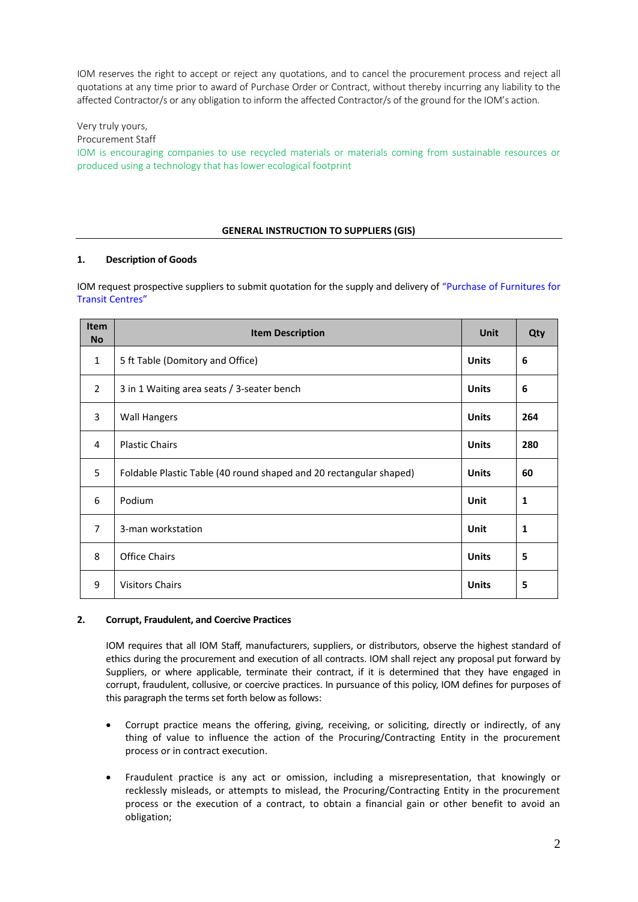IOM reserves the right to accept or reject any quotations, and to cancel the procurement process and reject all quotations at any time prior to award of Purchase Order or Contract, without thereby incurring any liability to the affected Contractor/s or any obligation to inform the affected Contractor/s of the ground for the IOM's action.

Very truly yours,
Procurement Staff
IOM is encouraging companies to use recycled materials or materials coming from sustainable resources or produced using a technology that has lower ecological footprint

**GENERAL INSTRUCTION TO SUPPLIERS (GIS)**

**1. Description of Goods**

IOM request prospective suppliers to submit quotation for the supply and delivery of "Purchase of Furnitures for Transit Centres"

| Item No | Item Description | Unit | Qty |
|---|---|---|---|
| 1 | 5 ft Table (Domitory and Office) | **Units** | **6** |
| 2 | 3 in 1 Waiting area seats / 3-seater bench | **Units** | **6** |
| 3 | Wall Hangers | **Units** | **264** |
| 4 | Plastic Chairs | **Units** | **280** |
| 5 | Foldable Plastic Table (40 round shaped and 20 rectangular shaped) | **Units** | **60** |
| 6 | Podium | **Unit** | **1** |
| 7 | 3-man workstation | **Unit** | **1** |
| 8 | Office Chairs | **Units** | **5** |
| 9 | Visitors Chairs | **Units** | **5** |

**2. Corrupt, Fraudulent, and Coercive Practices**

IOM requires that all IOM Staff, manufacturers, suppliers, or distributors, observe the highest standard of ethics during the procurement and execution of all contracts. IOM shall reject any proposal put forward by Suppliers, or where applicable, terminate their contract, if it is determined that they have engaged in corrupt, fraudulent, collusive, or coercive practices. In pursuance of this policy, IOM defines for purposes of this paragraph the terms set forth below as follows:

- Corrupt practice means the offering, giving, receiving, or soliciting, directly or indirectly, of any thing of value to influence the action of the Procuring/Contracting Entity in the procurement process or in contract execution.
- Fraudulent practice is any act or omission, including a misrepresentation, that knowingly or recklessly misleads, or attempts to mislead, the Procuring/Contracting Entity in the procurement process or the execution of a contract, to obtain a financial gain or other benefit to avoid an obligation;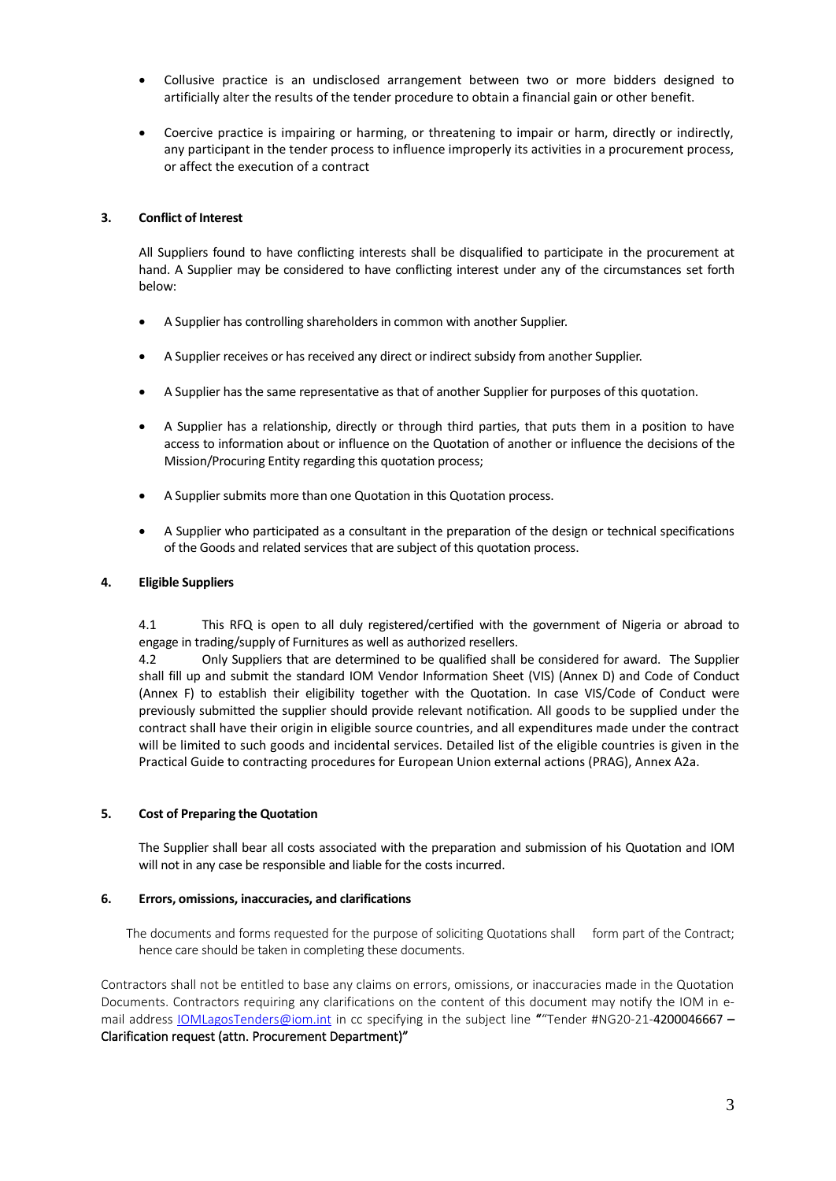- Collusive practice is an undisclosed arrangement between two or more bidders designed to artificially alter the results of the tender procedure to obtain a financial gain or other benefit.

- Coercive practice is impairing or harming, or threatening to impair or harm, directly or indirectly, any participant in the tender process to influence improperly its activities in a procurement process, or affect the execution of a contract

## 3. Conflict of Interest

All Suppliers found to have conflicting interests shall be disqualified to participate in the procurement at hand. A Supplier may be considered to have conflicting interest under any of the circumstances set forth below:

- A Supplier has controlling shareholders in common with another Supplier.

- A Supplier receives or has received any direct or indirect subsidy from another Supplier.

- A Supplier has the same representative as that of another Supplier for purposes of this quotation.

- A Supplier has a relationship, directly or through third parties, that puts them in a position to have access to information about or influence on the Quotation of another or influence the decisions of the Mission/Procuring Entity regarding this quotation process;

- A Supplier submits more than one Quotation in this Quotation process.

- A Supplier who participated as a consultant in the preparation of the design or technical specifications of the Goods and related services that are subject of this quotation process.

## 4. Eligible Suppliers

4.1 This RFQ is open to all duly registered/certified with the government of Nigeria or abroad to engage in trading/supply of Furnitures as well as authorized resellers.

4.2 Only Suppliers that are determined to be qualified shall be considered for award. The Supplier shall fill up and submit the standard IOM Vendor Information Sheet (VIS) (Annex D) and Code of Conduct (Annex F) to establish their eligibility together with the Quotation. In case VIS/Code of Conduct were previously submitted the supplier should provide relevant notification. All goods to be supplied under the contract shall have their origin in eligible source countries, and all expenditures made under the contract will be limited to such goods and incidental services. Detailed list of the eligible countries is given in the Practical Guide to contracting procedures for European Union external actions (PRAG), Annex A2a.

## 5. Cost of Preparing the Quotation

The Supplier shall bear all costs associated with the preparation and submission of his Quotation and IOM will not in any case be responsible and liable for the costs incurred.

## 6. Errors, omissions, inaccuracies, and clarifications

The documents and forms requested for the purpose of soliciting Quotations shall form part of the Contract; hence care should be taken in completing these documents.

Contractors shall not be entitled to base any claims on errors, omissions, or inaccuracies made in the Quotation Documents. Contractors requiring any clarifications on the content of this document may notify the IOM in e-mail address IOMLagosTenders@iom.int in cc specifying in the subject line "“Tender #NG20-21-4200046667 – Clarification request (attn. Procurement Department)”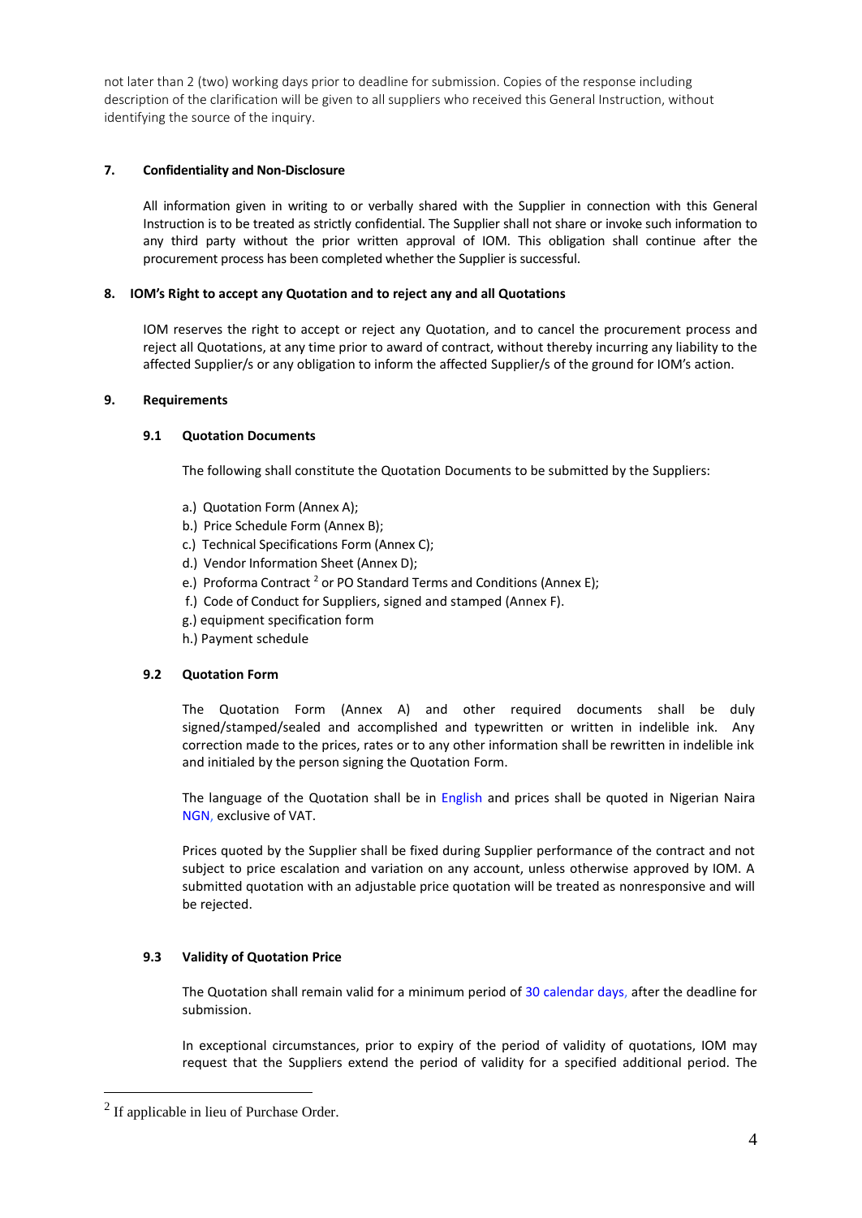not later than 2 (two) working days prior to deadline for submission. Copies of the response including description of the clarification will be given to all suppliers who received this General Instruction, without identifying the source of the inquiry.

## 7. Confidentiality and Non-Disclosure

All information given in writing to or verbally shared with the Supplier in connection with this General Instruction is to be treated as strictly confidential. The Supplier shall not share or invoke such information to any third party without the prior written approval of IOM. This obligation shall continue after the procurement process has been completed whether the Supplier is successful.

## 8. IOM's Right to accept any Quotation and to reject any and all Quotations

IOM reserves the right to accept or reject any Quotation, and to cancel the procurement process and reject all Quotations, at any time prior to award of contract, without thereby incurring any liability to the affected Supplier/s or any obligation to inform the affected Supplier/s of the ground for IOM's action.

## 9. Requirements

### 9.1 Quotation Documents

The following shall constitute the Quotation Documents to be submitted by the Suppliers:

a.) Quotation Form (Annex A);
b.) Price Schedule Form (Annex B);
c.) Technical Specifications Form (Annex C);
d.) Vendor Information Sheet (Annex D);
e.) Proforma Contract [2] or PO Standard Terms and Conditions (Annex E);
f.) Code of Conduct for Suppliers, signed and stamped (Annex F).
g.) equipment specification form
h.) Payment schedule

### 9.2 Quotation Form

The Quotation Form (Annex A) and other required documents shall be duly signed/stamped/sealed and accomplished and typewritten or written in indelible ink. Any correction made to the prices, rates or to any other information shall be rewritten in indelible ink and initialed by the person signing the Quotation Form.

The language of the Quotation shall be in English and prices shall be quoted in Nigerian Naira NGN, exclusive of VAT.

Prices quoted by the Supplier shall be fixed during Supplier performance of the contract and not subject to price escalation and variation on any account, unless otherwise approved by IOM. A submitted quotation with an adjustable price quotation will be treated as nonresponsive and will be rejected.

### 9.3 Validity of Quotation Price

The Quotation shall remain valid for a minimum period of 30 calendar days, after the deadline for submission.

In exceptional circumstances, prior to expiry of the period of validity of quotations, IOM may request that the Suppliers extend the period of validity for a specified additional period. The

---

[2] If applicable in lieu of Purchase Order.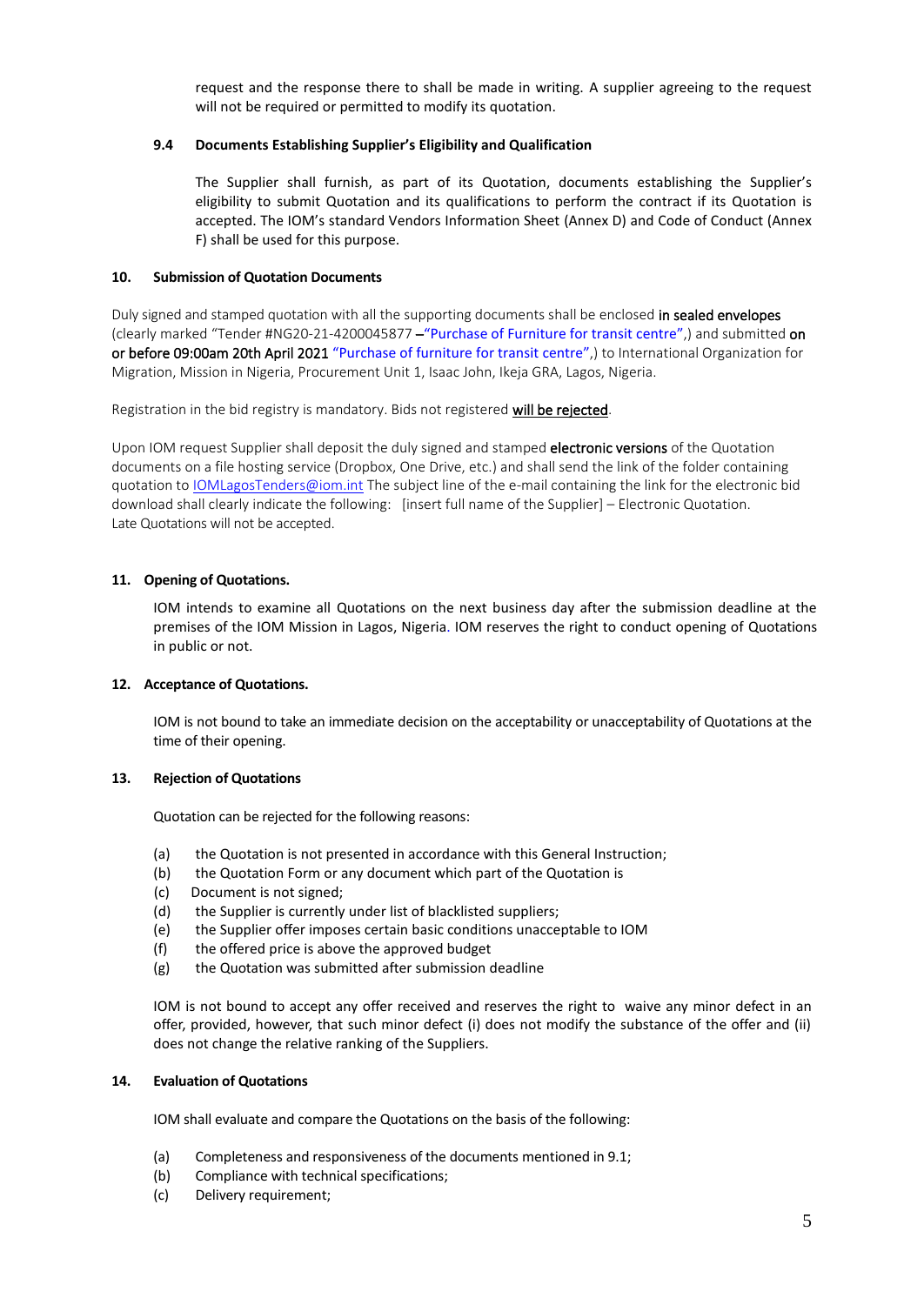request and the response there to shall be made in writing. A supplier agreeing to the request will not be required or permitted to modify its quotation.

**9.4 Documents Establishing Supplier's Eligibility and Qualification**

The Supplier shall furnish, as part of its Quotation, documents establishing the Supplier's eligibility to submit Quotation and its qualifications to perform the contract if its Quotation is accepted. The IOM's standard Vendors Information Sheet (Annex D) and Code of Conduct (Annex F) shall be used for this purpose.

## 10. Submission of Quotation Documents

Duly signed and stamped quotation with all the supporting documents shall be enclosed in sealed envelopes (clearly marked "Tender #NG20-21-4200045877 –"Purchase of Furniture for transit centre",) and submitted on or before 09:00am 20th April 2021 "Purchase of furniture for transit centre",) to International Organization for Migration, Mission in Nigeria, Procurement Unit 1, Isaac John, Ikeja GRA, Lagos, Nigeria.

Registration in the bid registry is mandatory. Bids not registered <u>will be rejected</u>.

Upon IOM request Supplier shall deposit the duly signed and stamped **electronic versions** of the Quotation documents on a file hosting service (Dropbox, One Drive, etc.) and shall send the link of the folder containing quotation to IOMLagosTenders@iom.int The subject line of the e-mail containing the link for the electronic bid download shall clearly indicate the following: [insert full name of the Supplier] – Electronic Quotation.
Late Quotations will not be accepted.

## 11. Opening of Quotations.

IOM intends to examine all Quotations on the next business day after the submission deadline at the premises of the IOM Mission in Lagos, Nigeria. IOM reserves the right to conduct opening of Quotations in public or not.

## 12. Acceptance of Quotations.

IOM is not bound to take an immediate decision on the acceptability or unacceptability of Quotations at the time of their opening.

## 13. Rejection of Quotations

Quotation can be rejected for the following reasons:

(a) the Quotation is not presented in accordance with this General Instruction;
(b) the Quotation Form or any document which part of the Quotation is
(c) Document is not signed;
(d) the Supplier is currently under list of blacklisted suppliers;
(e) the Supplier offer imposes certain basic conditions unacceptable to IOM
(f) the offered price is above the approved budget
(g) the Quotation was submitted after submission deadline

IOM is not bound to accept any offer received and reserves the right to waive any minor defect in an offer, provided, however, that such minor defect (i) does not modify the substance of the offer and (ii) does not change the relative ranking of the Suppliers.

## 14. Evaluation of Quotations

IOM shall evaluate and compare the Quotations on the basis of the following:

(a) Completeness and responsiveness of the documents mentioned in 9.1;
(b) Compliance with technical specifications;
(c) Delivery requirement;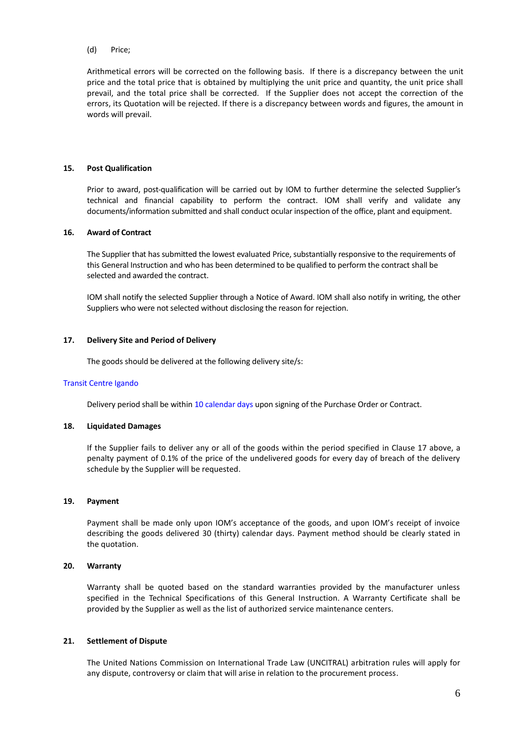(d) Price;

Arithmetical errors will be corrected on the following basis. If there is a discrepancy between the unit price and the total price that is obtained by multiplying the unit price and quantity, the unit price shall prevail, and the total price shall be corrected. If the Supplier does not accept the correction of the errors, its Quotation will be rejected. If there is a discrepancy between words and figures, the amount in words will prevail.

**15. Post Qualification**

Prior to award, post-qualification will be carried out by IOM to further determine the selected Supplier's technical and financial capability to perform the contract. IOM shall verify and validate any documents/information submitted and shall conduct ocular inspection of the office, plant and equipment.

**16. Award of Contract**

The Supplier that has submitted the lowest evaluated Price, substantially responsive to the requirements of this General Instruction and who has been determined to be qualified to perform the contract shall be selected and awarded the contract.

IOM shall notify the selected Supplier through a Notice of Award. IOM shall also notify in writing, the other Suppliers who were not selected without disclosing the reason for rejection.

**17. Delivery Site and Period of Delivery**

The goods should be delivered at the following delivery site/s:

Transit Centre Igando

Delivery period shall be within 10 calendar days upon signing of the Purchase Order or Contract.

**18. Liquidated Damages**

If the Supplier fails to deliver any or all of the goods within the period specified in Clause 17 above, a penalty payment of 0.1% of the price of the undelivered goods for every day of breach of the delivery schedule by the Supplier will be requested.

**19. Payment**

Payment shall be made only upon IOM's acceptance of the goods, and upon IOM's receipt of invoice describing the goods delivered 30 (thirty) calendar days. Payment method should be clearly stated in the quotation.

**20. Warranty**

Warranty shall be quoted based on the standard warranties provided by the manufacturer unless specified in the Technical Specifications of this General Instruction. A Warranty Certificate shall be provided by the Supplier as well as the list of authorized service maintenance centers.

**21. Settlement of Dispute**

The United Nations Commission on International Trade Law (UNCITRAL) arbitration rules will apply for any dispute, controversy or claim that will arise in relation to the procurement process.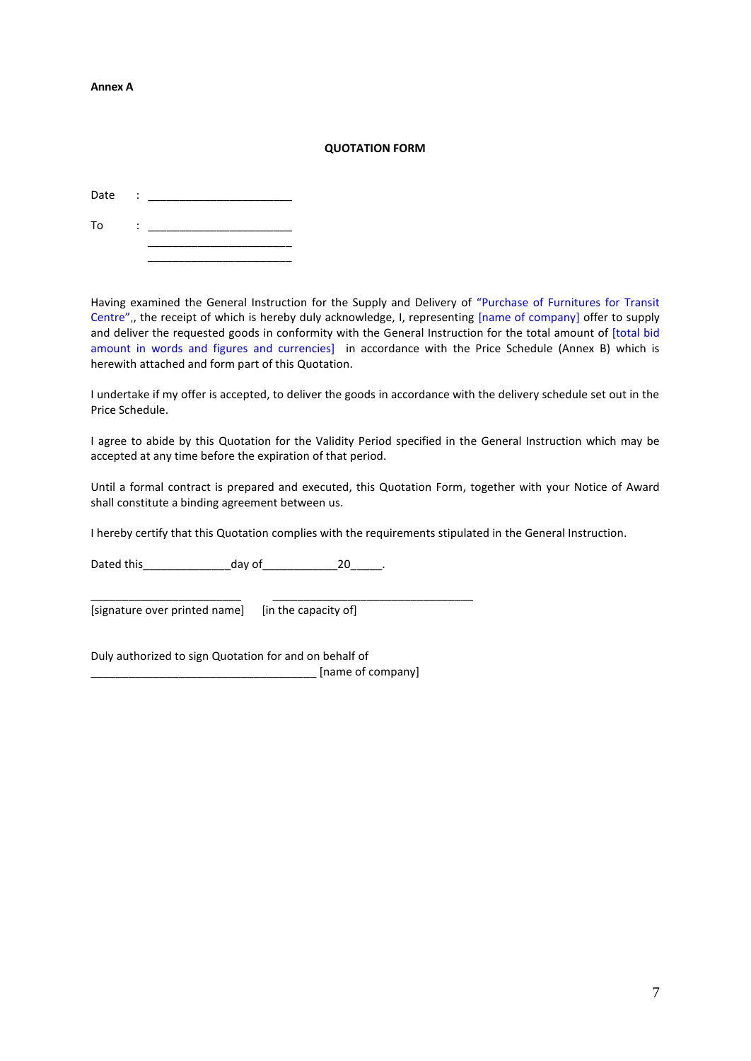**Annex A**

**QUOTATION FORM**

Date : _______________________

To : _______________________
_______________________
_______________________

Having examined the General Instruction for the Supply and Delivery of "Purchase of Furnitures for Transit Centre",, the receipt of which is hereby duly acknowledge, I, representing [name of company] offer to supply and deliver the requested goods in conformity with the General Instruction for the total amount of [total bid amount in words and figures and currencies] in accordance with the Price Schedule (Annex B) which is herewith attached and form part of this Quotation.

I undertake if my offer is accepted, to deliver the goods in accordance with the delivery schedule set out in the Price Schedule.

I agree to abide by this Quotation for the Validity Period specified in the General Instruction which may be accepted at any time before the expiration of that period.

Until a formal contract is prepared and executed, this Quotation Form, together with your Notice of Award shall constitute a binding agreement between us.

I hereby certify that this Quotation complies with the requirements stipulated in the General Instruction.

Dated this______________day of____________20_____.

________________________ ________________________________
[signature over printed name] [in the capacity of]

Duly authorized to sign Quotation for and on behalf of
____________________________________ [name of company]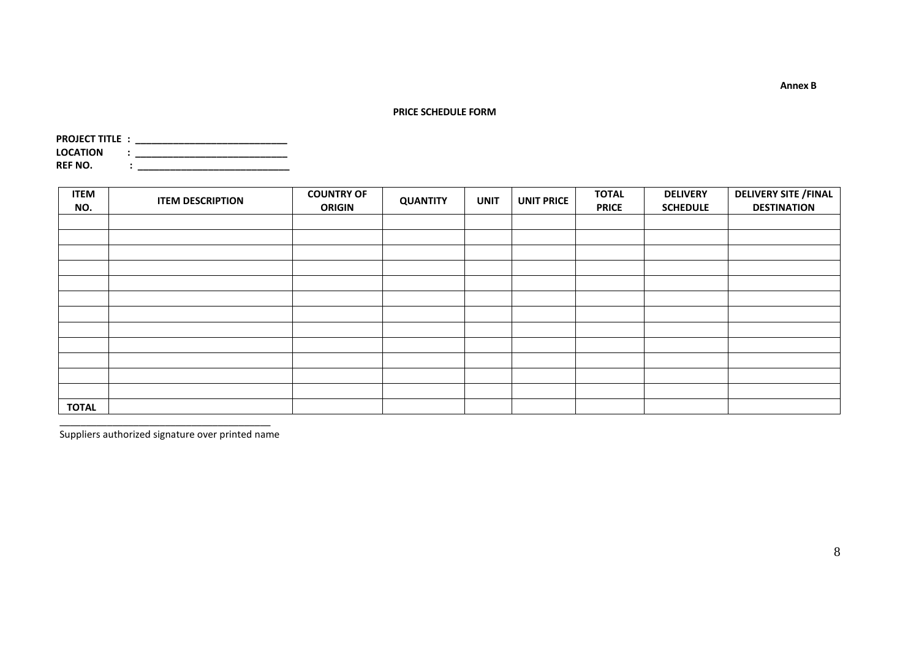**Annex B**

**PRICE SCHEDULE FORM**

**PROJECT TITLE : ______________________________**
**LOCATION : ______________________________**
**REF NO. : ______________________________**

| ITEM NO. | ITEM DESCRIPTION | COUNTRY OF ORIGIN | QUANTITY | UNIT | UNIT PRICE | TOTAL PRICE | DELIVERY SCHEDULE | DELIVERY SITE /FINAL DESTINATION |
|---|---|---|---|---|---|---|---|---|
| | | | | | | | | |
| | | | | | | | | |
| | | | | | | | | |
| | | | | | | | | |
| | | | | | | | | |
| | | | | | | | | |
| | | | | | | | | |
| | | | | | | | | |
| | | | | | | | | |
| | | | | | | | | |
| | | | | | | | | |
| | | | | | | | | |
| **TOTAL** | | | | | | | | |

__________________________________________
Suppliers authorized signature over printed name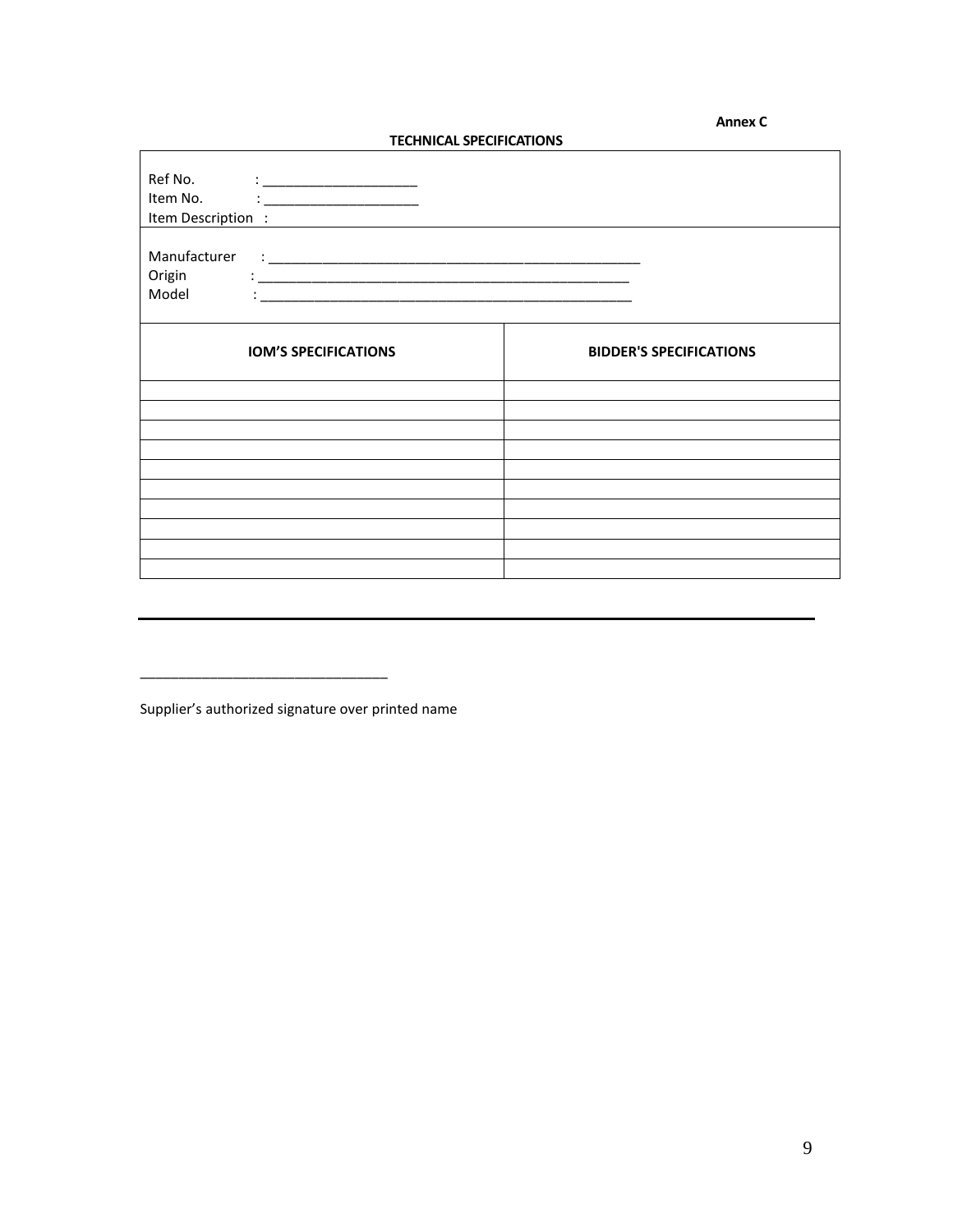**Annex C**

**TECHNICAL SPECIFICATIONS**

Ref No. : ____________________
Item No. : ____________________
Item Description :

Manufacturer : ________________________________________________
Origin : ________________________________________________
Model : ________________________________________________

| IOM'S SPECIFICATIONS | BIDDER'S SPECIFICATIONS |
|---|---|
| | |
| | |
| | |
| | |
| | |
| | |
| | |
| | |
| | |
| | |

_______________________________

Supplier's authorized signature over printed name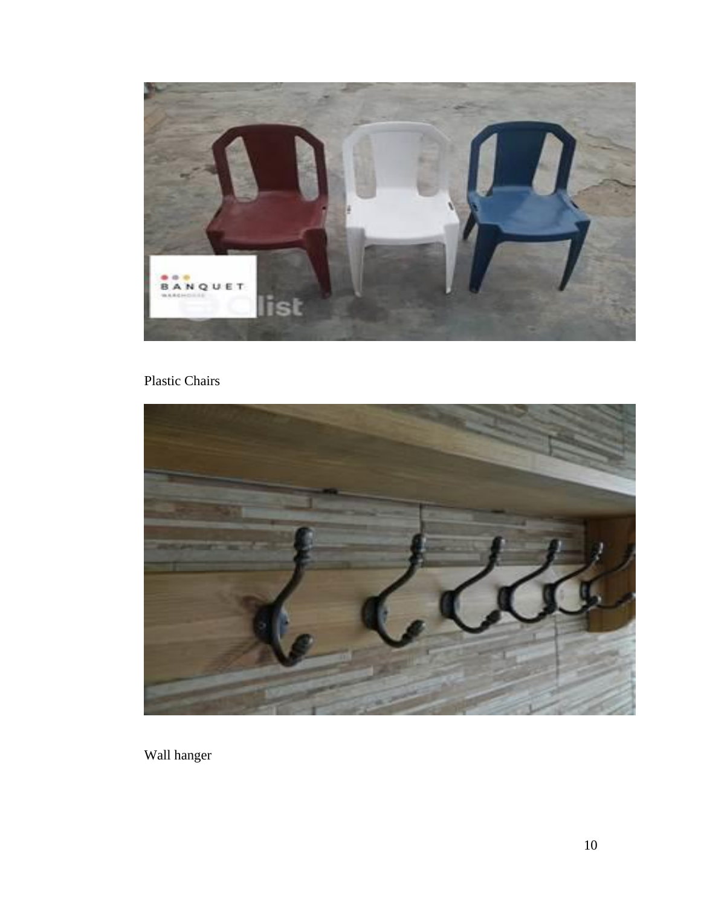Plastic Chairs

Wall hanger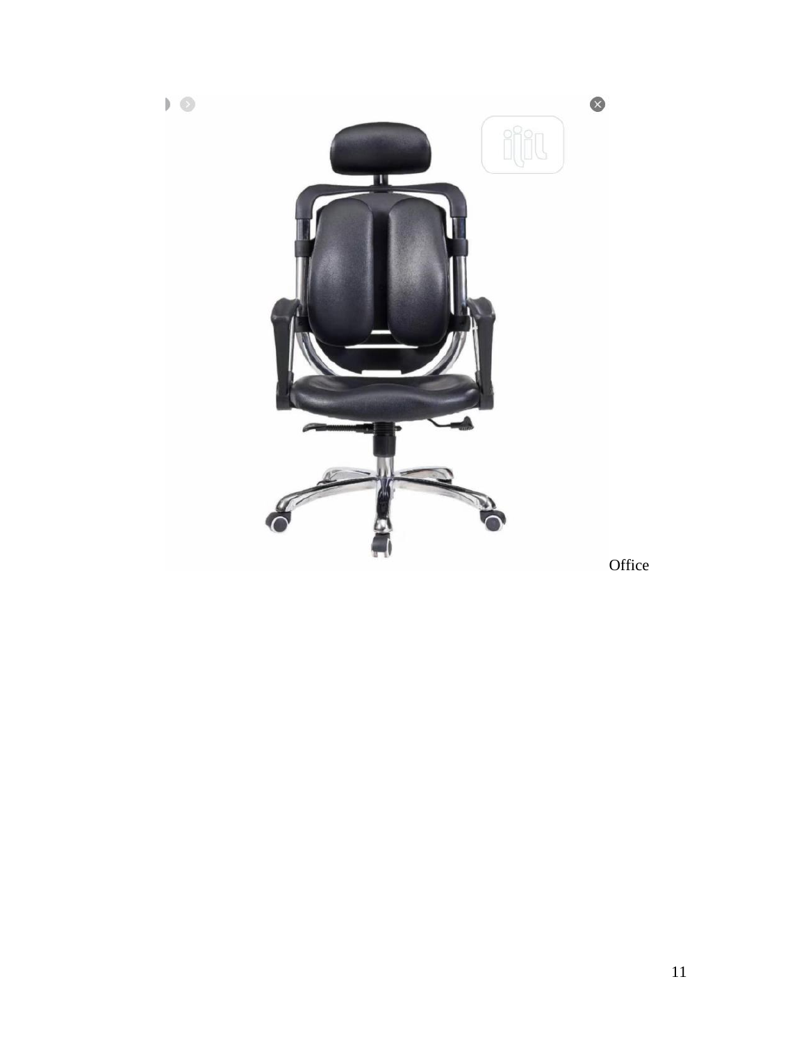Office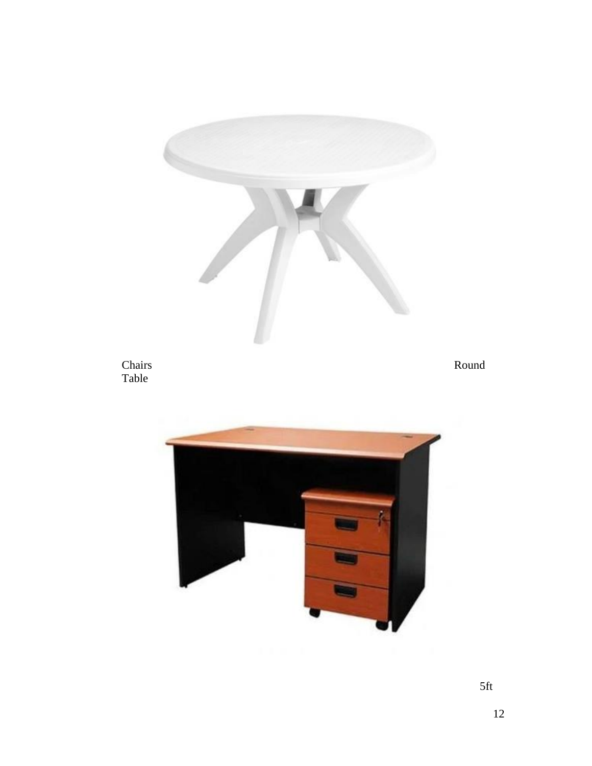Chairs Round Table

5ft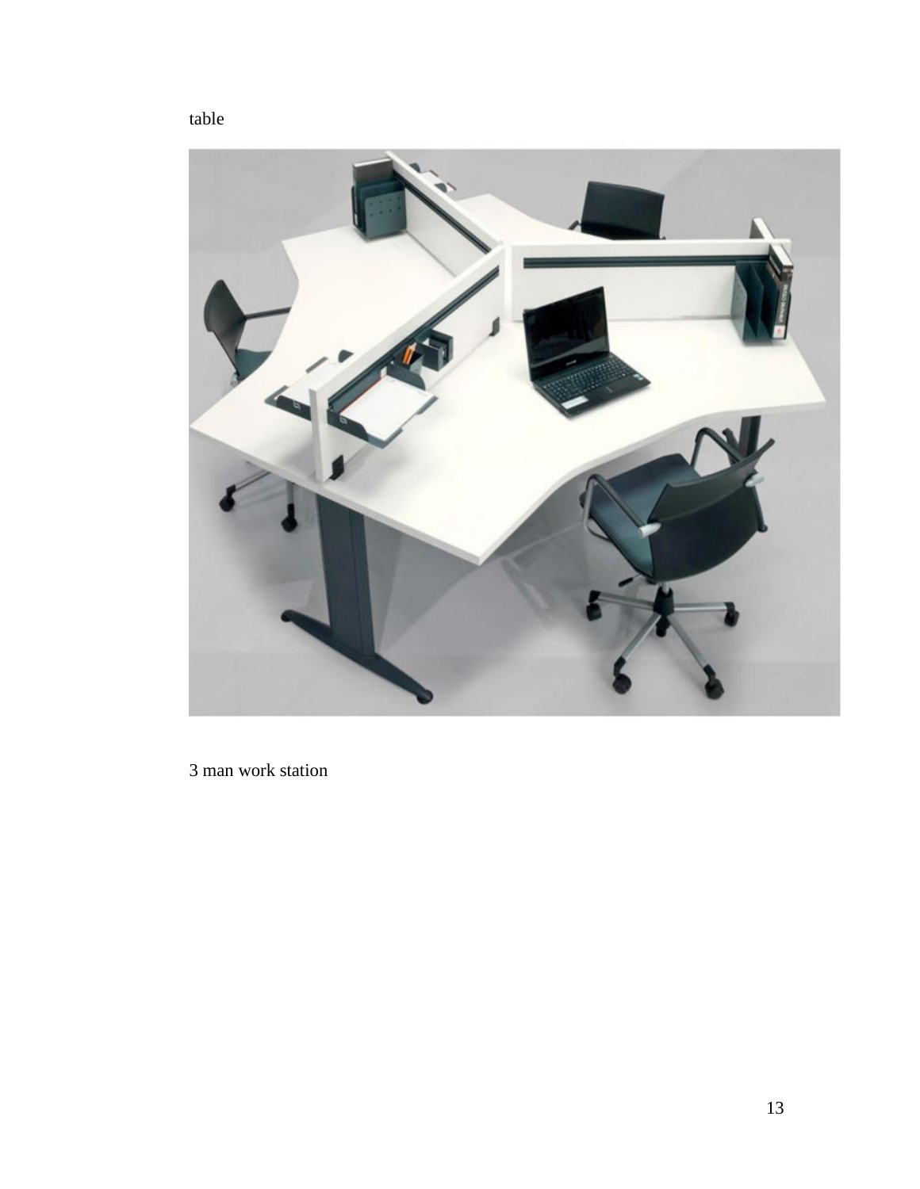table

3 man work station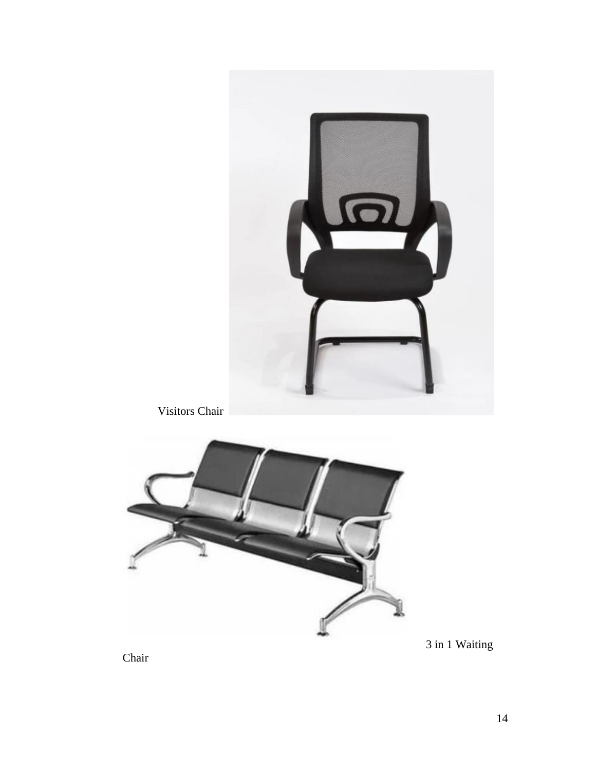Visitors Chair

3 in 1 Waiting Chair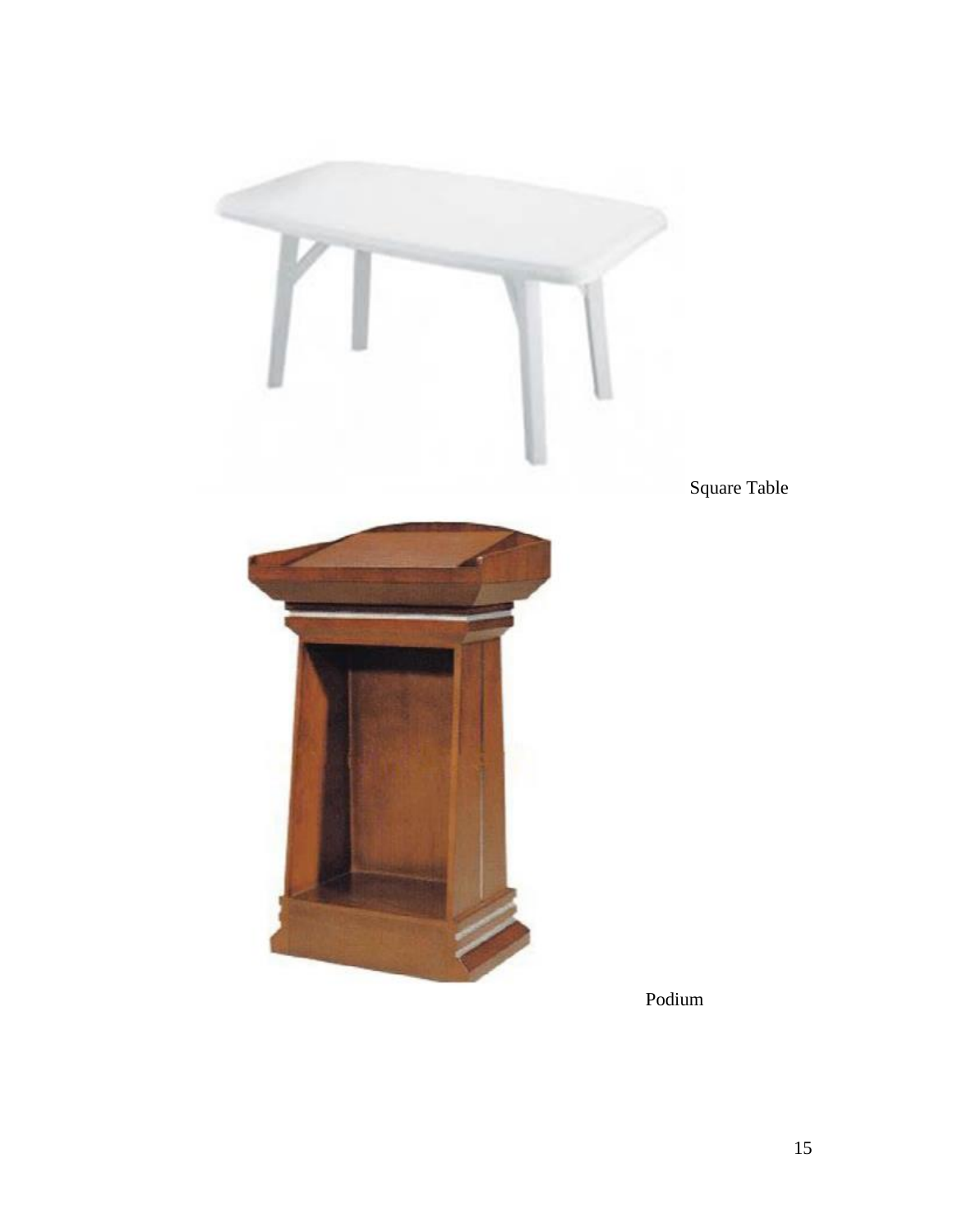Square Table

Podium